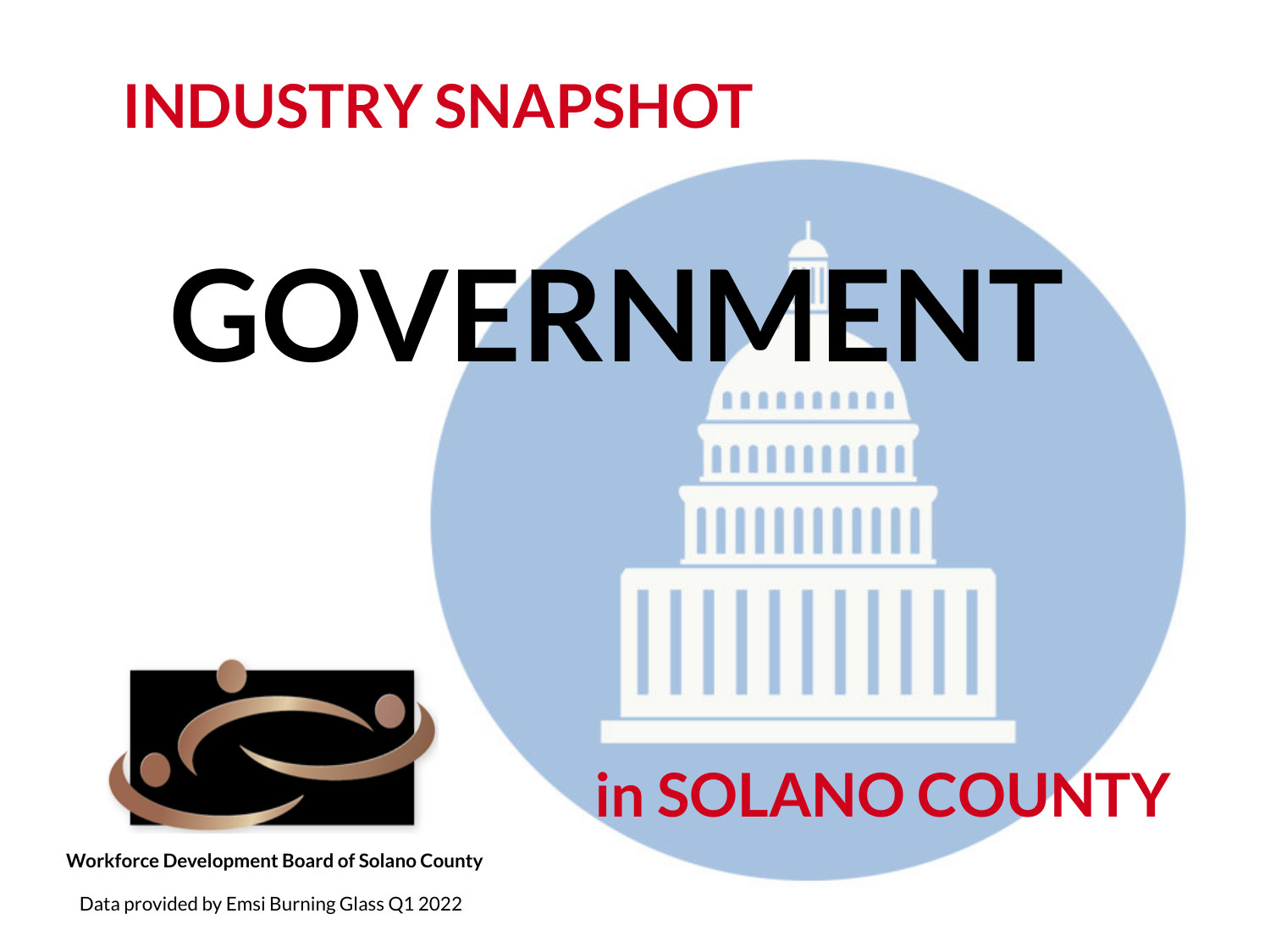# INDUSTRY SNAPSHOT

# GOVERNMENT

## in SOLANO COUNTY

**Workforce Development Board of Solano County**

Data provided by Emsi Burning Glass Q1 2022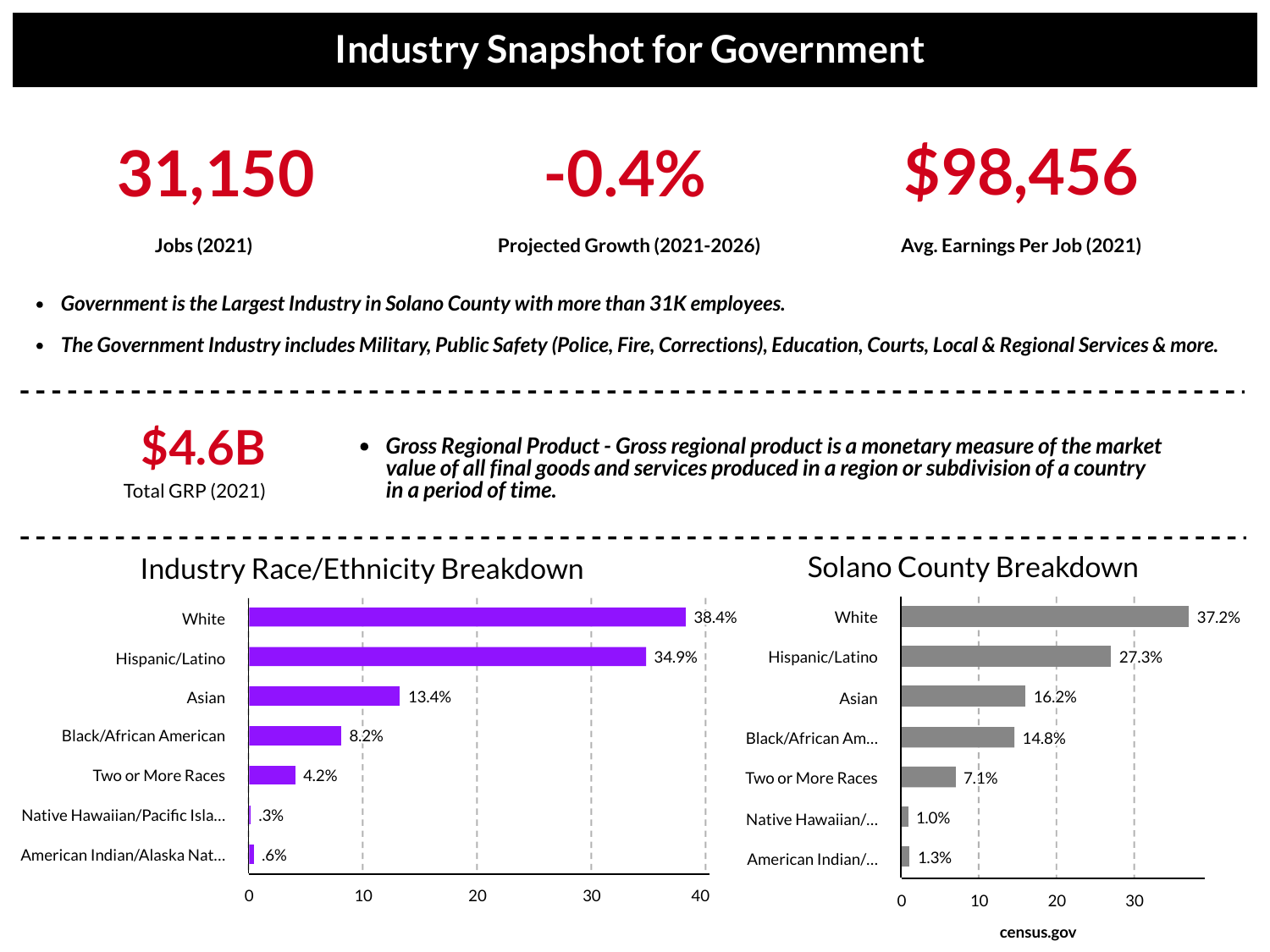# Industry Snapshot for Government

**31,150**
**Jobs (2021)**

**-0.4%**
**Projected Growth (2021-2026)**

**$98,456**
**Avg. Earnings Per Job (2021)**

- ***Government is the Largest Industry in Solano County with more than 31K employees.***
- ***The Government Industry includes Military, Public Safety (Police, Fire, Corrections), Education, Courts, Local & Regional Services & more.***

---

**$4.6B**
Total GRP (2021)

- ***Gross Regional Product - Gross regional product is a monetary measure of the market value of all final goods and services produced in a region or subdivision of a country in a period of time.***

---

## Industry Race/Ethnicity Breakdown

| Race/Ethnicity | Percent |
|---|---|
| White | 38.4% |
| Hispanic/Latino | 34.9% |
| Asian | 13.4% |
| Black/African American | 8.2% |
| Two or More Races | 4.2% |
| Native Hawaiian/Pacific Isla... | .3% |
| American Indian/Alaska Nat... | .6% |

## Solano County Breakdown

| Race/Ethnicity | Percent |
|---|---|
| White | 37.2% |
| Hispanic/Latino | 27.3% |
| Asian | 16.2% |
| Black/African Am... | 14.8% |
| Two or More Races | 7.1% |
| Native Hawaiian/... | 1.0% |
| American Indian/... | 1.3% |

**census.gov**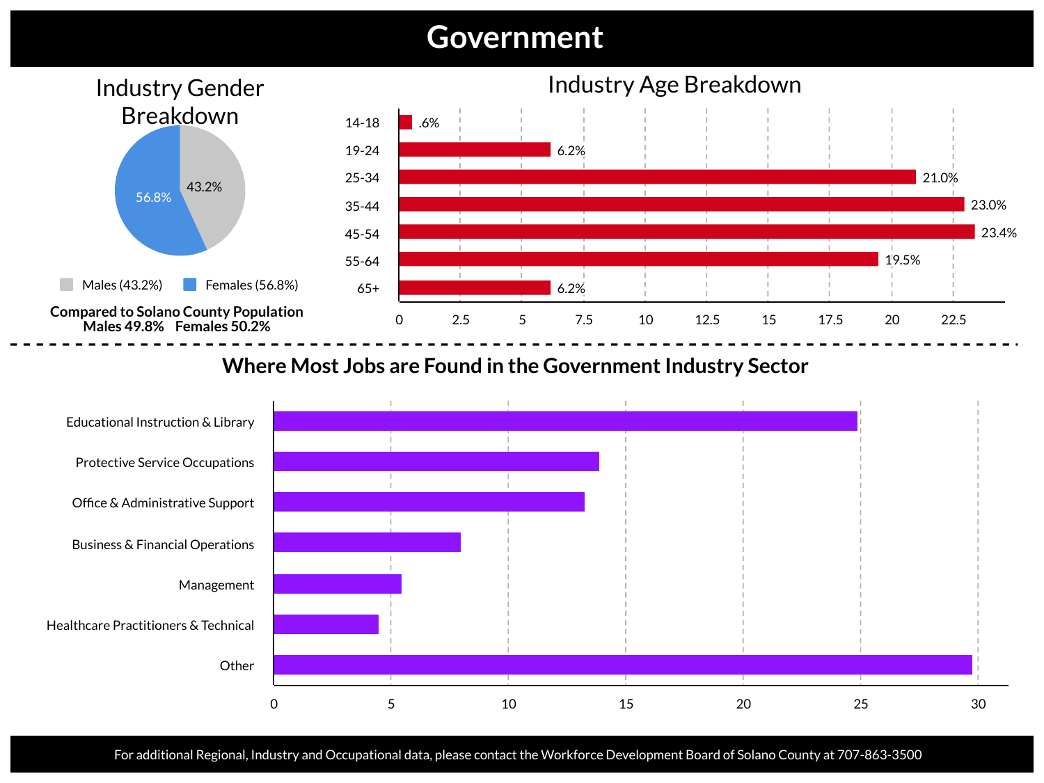# Government

## Industry Gender Breakdown

56.8%
43.2%

Males (43.2%)  Females (56.8%)

**Compared to Solano County Population**
**Males 49.8%  Females 50.2%**

## Industry Age Breakdown

14-18 .6%
19-24 6.2%
25-34 21.0%
35-44 23.0%
45-54 23.4%
55-64 19.5%
65+ 6.2%

0 2.5 5 7.5 10 12.5 15 17.5 20 22.5

## Where Most Jobs are Found in the Government Industry Sector

Educational Instruction & Library
Protective Service Occupations
Office & Administrative Support
Business & Financial Operations
Management
Healthcare Practitioners & Technical
Other

0 5 10 15 20 25 30

For additional Regional, Industry and Occupational data, please contact the Workforce Development Board of Solano County at 707-863-3500